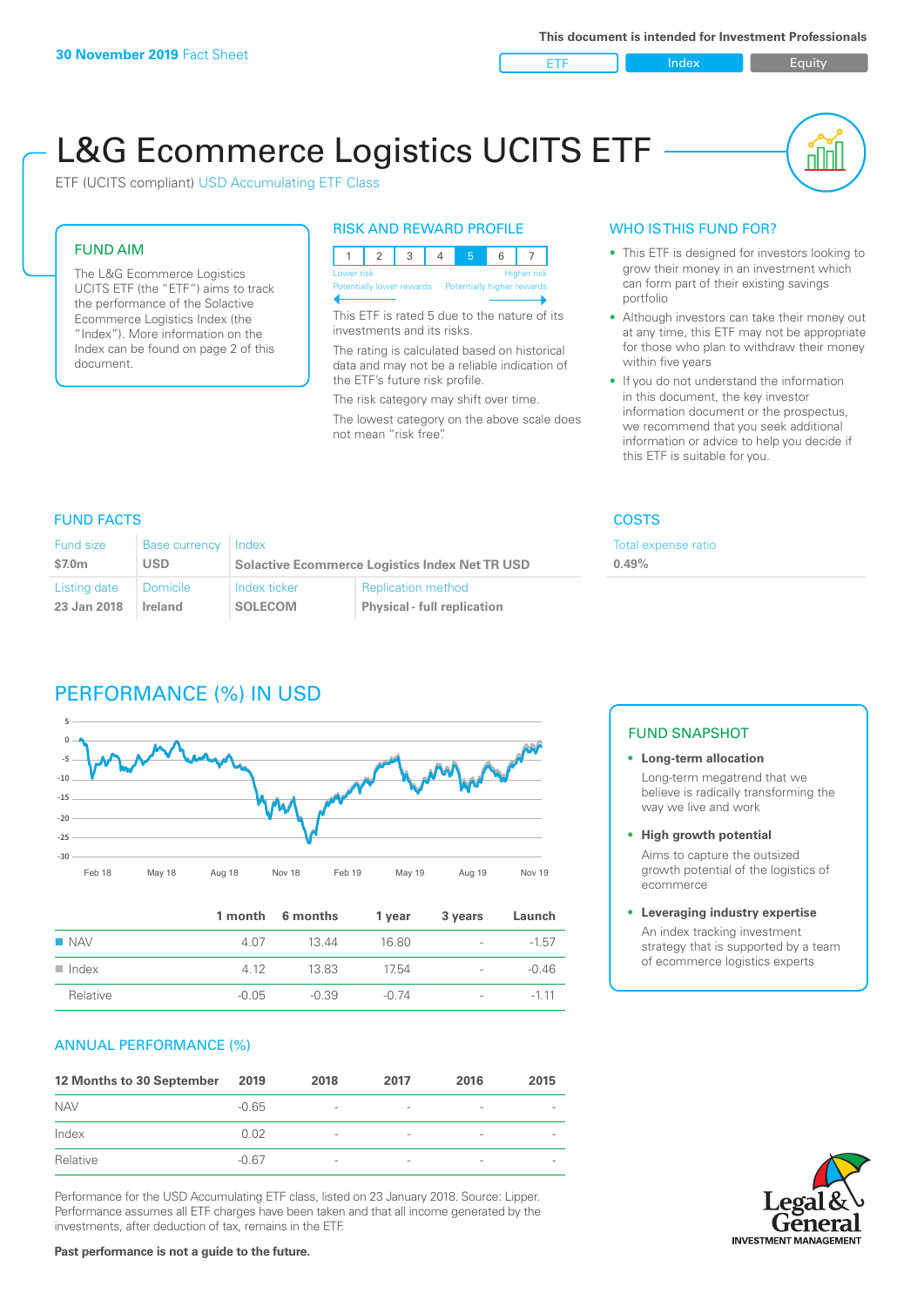**30 November 2019** Fact Sheet

This document is intended for Investment Professionals

ETF | Index | Equity

# L&G Ecommerce Logistics UCITS ETF

ETF (UCITS compliant) USD Accumulating ETF Class

## FUND AIM

The L&G Ecommerce Logistics UCITS ETF (the "ETF") aims to track the performance of the Solactive Ecommerce Logistics Index (the "Index"). More information on the Index can be found on page 2 of this document.

## RISK AND REWARD PROFILE

| 1 | 2 | 3 | 4 | 5 | 6 | 7 |
|---|---|---|---|---|---|---|

Lower risk — Higher risk

Potentially lower rewards — Potentially higher rewards

This ETF is rated 5 due to the nature of its investments and its risks.

The rating is calculated based on historical data and may not be a reliable indication of the ETF's future risk profile.

The risk category may shift over time.

The lowest category on the above scale does not mean "risk free".

## WHO IS THIS FUND FOR?

- This ETF is designed for investors looking to grow their money in an investment which can form part of their existing savings portfolio
- Although investors can take their money out at any time, this ETF may not be appropriate for those who plan to withdraw their money within five years
- If you do not understand the information in this document, the key investor information document or the prospectus, we recommend that you seek additional information or advice to help you decide if this ETF is suitable for you.

## FUND FACTS

| Fund size | Base currency | Index | |
|---|---|---|---|
| $7.0m | USD | Solactive Ecommerce Logistics Index Net TR USD | |
| **Listing date** | **Domicile** | **Index ticker** | **Replication method** |
| 23 Jan 2018 | Ireland | SOLECOM | Physical - full replication |

## COSTS

| Total expense ratio |
|---|
| 0.49% |

## PERFORMANCE (%) IN USD

| | 1 month | 6 months | 1 year | 3 years | Launch |
|---|---|---|---|---|---|
| NAV | 4.07 | 13.44 | 16.80 | - | -1.57 |
| Index | 4.12 | 13.83 | 17.54 | - | -0.46 |
| Relative | -0.05 | -0.39 | -0.74 | - | -1.11 |

## FUND SNAPSHOT

- **Long-term allocation**
  Long-term megatrend that we believe is radically transforming the way we live and work
- **High growth potential**
  Aims to capture the outsized growth potential of the logistics of ecommerce
- **Leveraging industry expertise**
  An index tracking investment strategy that is supported by a team of ecommerce logistics experts

## ANNUAL PERFORMANCE (%)

| 12 Months to 30 September | 2019 | 2018 | 2017 | 2016 | 2015 |
|---|---|---|---|---|---|
| NAV | -0.65 | - | - | - | - |
| Index | 0.02 | - | - | - | - |
| Relative | -0.67 | - | - | - | - |

Performance for the USD Accumulating ETF class, listed on 23 January 2018. Source: Lipper. Performance assumes all ETF charges have been taken and that all income generated by the investments, after deduction of tax, remains in the ETF.

**Past performance is not a guide to the future.**

Legal & General INVESTMENT MANAGEMENT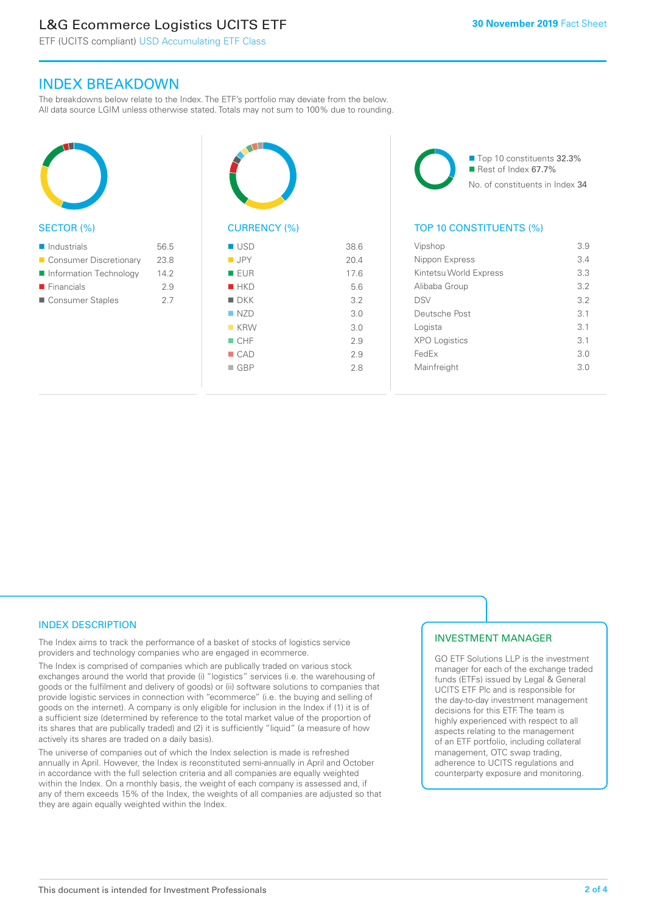## INDEX BREAKDOWN

The breakdowns below relate to the Index. The ETF's portfolio may deviate from the below. All data source LGIM unless otherwise stated. Totals may not sum to 100% due to rounding.

### SECTOR (%)

| Sector | % |
|---|---|
| Industrials | 56.5 |
| Consumer Discretionary | 23.8 |
| Information Technology | 14.2 |
| Financials | 2.9 |
| Consumer Staples | 2.7 |

### CURRENCY (%)

| Currency | % |
|---|---|
| USD | 38.6 |
| JPY | 20.4 |
| EUR | 17.6 |
| HKD | 5.6 |
| DKK | 3.2 |
| NZD | 3.0 |
| KRW | 3.0 |
| CHF | 2.9 |
| CAD | 2.9 |
| GBP | 2.8 |

Top 10 constituents 32.3%
Rest of Index 67.7%
No. of constituents in Index 34

### TOP 10 CONSTITUENTS (%)

| Constituent | % |
|---|---|
| Vipshop | 3.9 |
| Nippon Express | 3.4 |
| Kintetsu World Express | 3.3 |
| Alibaba Group | 3.2 |
| DSV | 3.2 |
| Deutsche Post | 3.1 |
| Logista | 3.1 |
| XPO Logistics | 3.1 |
| FedEx | 3.0 |
| Mainfreight | 3.0 |

### INDEX DESCRIPTION

The Index aims to track the performance of a basket of stocks of logistics service providers and technology companies who are engaged in ecommerce.

The Index is comprised of companies which are publically traded on various stock exchanges around the world that provide (i) "logistics" services (i.e. the warehousing of goods or the fulfilment and delivery of goods) or (ii) software solutions to companies that provide logistic services in connection with "ecommerce" (i.e. the buying and selling of goods on the internet). A company is only eligible for inclusion in the Index if (1) it is of a sufficient size (determined by reference to the total market value of the proportion of its shares that are publically traded) and (2) it is sufficiently "liquid" (a measure of how actively its shares are traded on a daily basis).

The universe of companies out of which the Index selection is made is refreshed annually in April. However, the Index is reconstituted semi-annually in April and October in accordance with the full selection criteria and all companies are equally weighted within the Index. On a monthly basis, the weight of each company is assessed and, if any of them exceeds 15% of the Index, the weights of all companies are adjusted so that they are again equally weighted within the Index.

### INVESTMENT MANAGER

GO ETF Solutions LLP is the investment manager for each of the exchange traded funds (ETFs) issued by Legal & General UCITS ETF Plc and is responsible for the day-to-day investment management decisions for this ETF. The team is highly experienced with respect to all aspects relating to the management of an ETF portfolio, including collateral management, OTC swap trading, adherence to UCITS regulations and counterparty exposure and monitoring.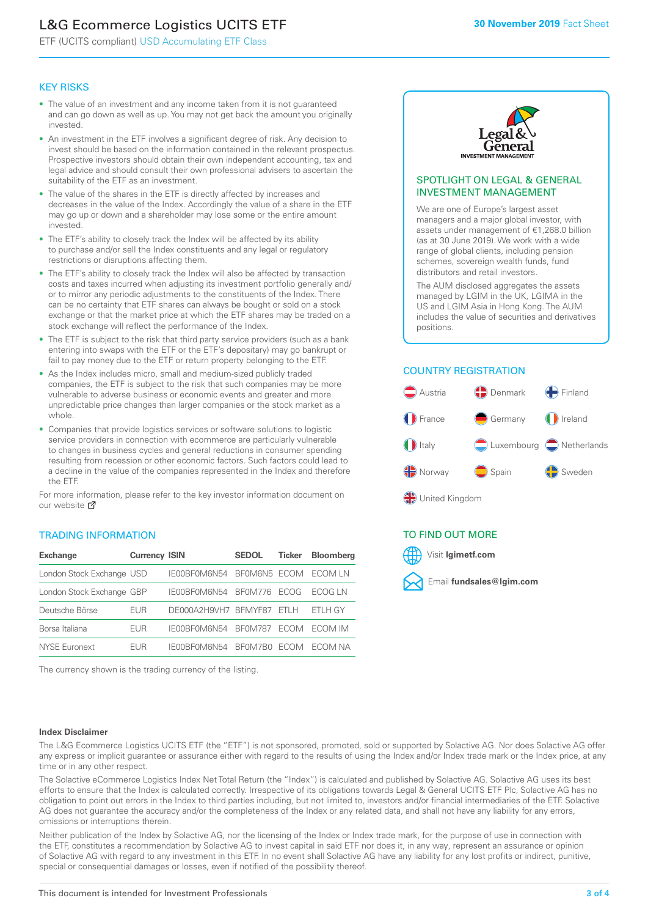# L&G Ecommerce Logistics UCITS ETF

ETF (UCITS compliant) USD Accumulating ETF Class

**30 November 2019** Fact Sheet

## KEY RISKS

- The value of an investment and any income taken from it is not guaranteed and can go down as well as up. You may not get back the amount you originally invested.
- An investment in the ETF involves a significant degree of risk. Any decision to invest should be based on the information contained in the relevant prospectus. Prospective investors should obtain their own independent accounting, tax and legal advice and should consult their own professional advisers to ascertain the suitability of the ETF as an investment.
- The value of the shares in the ETF is directly affected by increases and decreases in the value of the Index. Accordingly the value of a share in the ETF may go up or down and a shareholder may lose some or the entire amount invested.
- The ETF's ability to closely track the Index will be affected by its ability to purchase and/or sell the Index constituents and any legal or regulatory restrictions or disruptions affecting them.
- The ETF's ability to closely track the Index will also be affected by transaction costs and taxes incurred when adjusting its investment portfolio generally and/or to mirror any periodic adjustments to the constituents of the Index. There can be no certainty that ETF shares can always be bought or sold on a stock exchange or that the market price at which the ETF shares may be traded on a stock exchange will reflect the performance of the Index.
- The ETF is subject to the risk that third party service providers (such as a bank entering into swaps with the ETF or the ETF's depositary) may go bankrupt or fail to pay money due to the ETF or return property belonging to the ETF.
- As the Index includes micro, small and medium-sized publicly traded companies, the ETF is subject to the risk that such companies may be more vulnerable to adverse business or economic events and greater and more unpredictable price changes than larger companies or the stock market as a whole.
- Companies that provide logistics services or software solutions to logistic service providers in connection with ecommerce are particularly vulnerable to changes in business cycles and general reductions in consumer spending resulting from recession or other economic factors. Such factors could lead to a decline in the value of the companies represented in the Index and therefore the ETF.

For more information, please refer to the key investor information document on our website

## SPOTLIGHT ON LEGAL & GENERAL INVESTMENT MANAGEMENT

We are one of Europe's largest asset managers and a major global investor, with assets under management of €1,268.0 billion (as at 30 June 2019). We work with a wide range of global clients, including pension schemes, sovereign wealth funds, fund distributors and retail investors.

The AUM disclosed aggregates the assets managed by LGIM in the UK, LGIMA in the US and LGIM Asia in Hong Kong. The AUM includes the value of securities and derivatives positions.

## COUNTRY REGISTRATION

Austria, Denmark, Finland, France, Germany, Ireland, Italy, Luxembourg, Netherlands, Norway, Spain, Sweden, United Kingdom

## TRADING INFORMATION

| Exchange | Currency | ISIN | SEDOL | Ticker | Bloomberg |
|---|---|---|---|---|---|
| London Stock Exchange | USD | IE00BF0M6N54 | BF0M6N5 | ECOM | ECOM LN |
| London Stock Exchange | GBP | IE00BF0M6N54 | BF0M776 | ECOG | ECOG LN |
| Deutsche Börse | EUR | DE000A2H9VH7 | BFMYF87 | ETLH | ETLH GY |
| Borsa Italiana | EUR | IE00BF0M6N54 | BF0M787 | ECOM | ECOM IM |
| NYSE Euronext | EUR | IE00BF0M6N54 | BF0M7B0 | ECOM | ECOM NA |

The currency shown is the trading currency of the listing.

## TO FIND OUT MORE

Visit **lgimetf.com**

Email **fundsales@lgim.com**

**Index Disclaimer**

The L&G Ecommerce Logistics UCITS ETF (the "ETF") is not sponsored, promoted, sold or supported by Solactive AG. Nor does Solactive AG offer any express or implicit guarantee or assurance either with regard to the results of using the Index and/or Index trade mark or the Index price, at any time or in any other respect.

The Solactive eCommerce Logistics Index Net Total Return (the "Index") is calculated and published by Solactive AG. Solactive AG uses its best efforts to ensure that the Index is calculated correctly. Irrespective of its obligations towards Legal & General UCITS ETF Plc, Solactive AG has no obligation to point out errors in the Index to third parties including, but not limited to, investors and/or financial intermediaries of the ETF. Solactive AG does not guarantee the accuracy and/or the completeness of the Index or any related data, and shall not have any liability for any errors, omissions or interruptions therein.

Neither publication of the Index by Solactive AG, nor the licensing of the Index or Index trade mark, for the purpose of use in connection with the ETF, constitutes a recommendation by Solactive AG to invest capital in said ETF nor does it, in any way, represent an assurance or opinion of Solactive AG with regard to any investment in this ETF. In no event shall Solactive AG have any liability for any lost profits or indirect, punitive, special or consequential damages or losses, even if notified of the possibility thereof.

This document is intended for Investment Professionals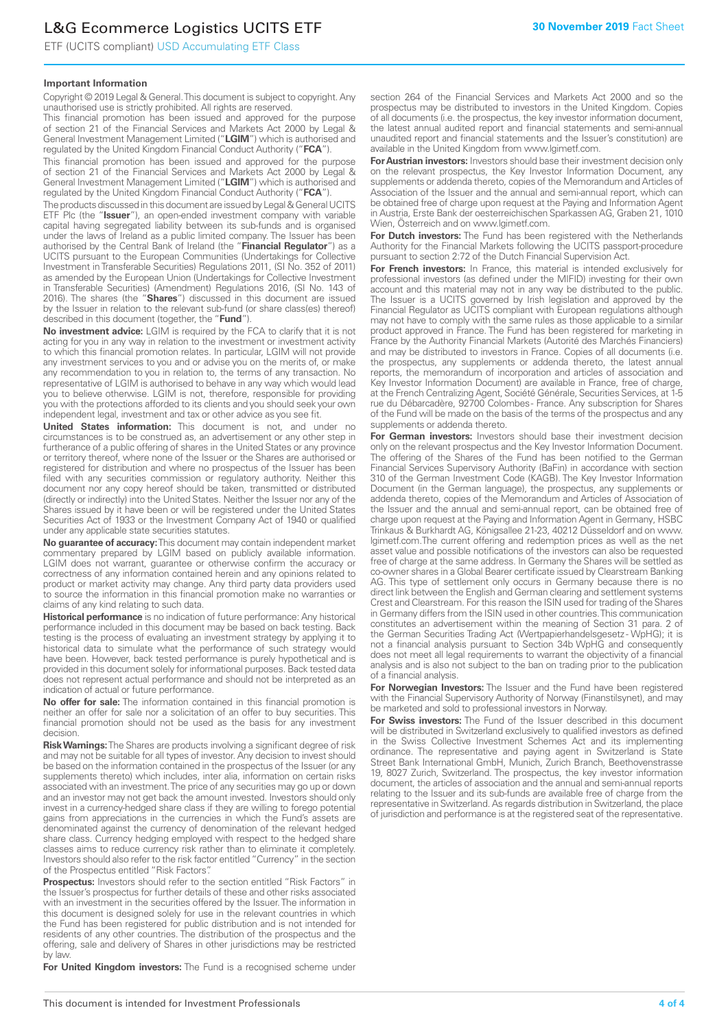### Important Information

Copyright © 2019 Legal & General. This document is subject to copyright. Any unauthorised use is strictly prohibited. All rights are reserved.

This financial promotion has been issued and approved for the purpose of section 21 of the Financial Services and Markets Act 2000 by Legal & General Investment Management Limited ("**LGIM**") which is authorised and regulated by the United Kingdom Financial Conduct Authority ("**FCA**").

This financial promotion has been issued and approved for the purpose of section 21 of the Financial Services and Markets Act 2000 by Legal & General Investment Management Limited ("**LGIM**") which is authorised and regulated by the United Kingdom Financial Conduct Authority ("**FCA**").

The products discussed in this document are issued by Legal & General UCITS ETF Plc (the "**Issuer**"), an open-ended investment company with variable capital having segregated liability between its sub-funds and is organised under the laws of Ireland as a public limited company. The Issuer has been authorised by the Central Bank of Ireland (the "**Financial Regulator**") as a UCITS pursuant to the European Communities (Undertakings for Collective Investment in Transferable Securities) Regulations 2011, (SI No. 352 of 2011) as amended by the European Union (Undertakings for Collective Investment in Transferable Securities) (Amendment) Regulations 2016, (SI No. 143 of 2016). The shares (the "**Shares**") discussed in this document are issued by the Issuer in relation to the relevant sub-fund (or share class(es) thereof) described in this document (together, the "**Fund**").

**No investment advice:** LGIM is required by the FCA to clarify that it is not acting for you in any way in relation to the investment or investment activity to which this financial promotion relates. In particular, LGIM will not provide any investment services to you and or advise you on the merits of, or make any recommendation to you in relation to, the terms of any transaction. No representative of LGIM is authorised to behave in any way which would lead you to believe otherwise. LGIM is not, therefore, responsible for providing you with the protections afforded to its clients and you should seek your own independent legal, investment and tax or other advice as you see fit.

**United States information:** This document is not, and under no circumstances is to be construed as, an advertisement or any other step in furtherance of a public offering of shares in the United States or any province or territory thereof, where none of the Issuer or the Shares are authorised or registered for distribution and where no prospectus of the Issuer has been filed with any securities commission or regulatory authority. Neither this document nor any copy hereof should be taken, transmitted or distributed (directly or indirectly) into the United States. Neither the Issuer nor any of the Shares issued by it have been or will be registered under the United States Securities Act of 1933 or the Investment Company Act of 1940 or qualified under any applicable state securities statutes.

**No guarantee of accuracy:** This document may contain independent market commentary prepared by LGIM based on publicly available information. LGIM does not warrant, guarantee or otherwise confirm the accuracy or correctness of any information contained herein and any opinions related to product or market activity may change. Any third party data providers used to source the information in this financial promotion make no warranties or claims of any kind relating to such data.

**Historical performance** is no indication of future performance: Any historical performance included in this document may be based on back testing. Back testing is the process of evaluating an investment strategy by applying it to historical data to simulate what the performance of such strategy would have been. However, back tested performance is purely hypothetical and is provided in this document solely for informational purposes. Back tested data does not represent actual performance and should not be interpreted as an indication of actual or future performance.

**No offer for sale:** The information contained in this financial promotion is neither an offer for sale nor a solicitation of an offer to buy securities. This financial promotion should not be used as the basis for any investment decision.

**Risk Warnings:** The Shares are products involving a significant degree of risk and may not be suitable for all types of investor. Any decision to invest should be based on the information contained in the prospectus of the Issuer (or any supplements thereto) which includes, inter alia, information on certain risks associated with an investment. The price of any securities may go up or down and an investor may not get back the amount invested. Investors should only invest in a currency-hedged share class if they are willing to forego potential gains from appreciations in the currencies in which the Fund's assets are denominated against the currency of denomination of the relevant hedged share class. Currency hedging employed with respect to the hedged share classes aims to reduce currency risk rather than to eliminate it completely. Investors should also refer to the risk factor entitled "Currency" in the section of the Prospectus entitled "Risk Factors".

**Prospectus:** Investors should refer to the section entitled "Risk Factors" in the Issuer's prospectus for further details of these and other risks associated with an investment in the securities offered by the Issuer. The information in this document is designed solely for use in the relevant countries in which the Fund has been registered for public distribution and is not intended for residents of any other countries. The distribution of the prospectus and the offering, sale and delivery of Shares in other jurisdictions may be restricted by law.

**For United Kingdom investors:** The Fund is a recognised scheme under section 264 of the Financial Services and Markets Act 2000 and so the prospectus may be distributed to investors in the United Kingdom. Copies of all documents (i.e. the prospectus, the key investor information document, the latest annual audited report and financial statements and semi-annual unaudited report and financial statements and the Issuer's constitution) are available in the United Kingdom from www.lgimetf.com.

**For Austrian investors:** Investors should base their investment decision only on the relevant prospectus, the Key Investor Information Document, any supplements or addenda thereto, copies of the Memorandum and Articles of Association of the Issuer and the annual and semi-annual report, which can be obtained free of charge upon request at the Paying and Information Agent in Austria, Erste Bank der oesterreichischen Sparkassen AG, Graben 21, 1010 Wien, Österreich and on www.lgimetf.com.

**For Dutch investors:** The Fund has been registered with the Netherlands Authority for the Financial Markets following the UCITS passport-procedure pursuant to section 2:72 of the Dutch Financial Supervision Act.

**For French investors:** In France, this material is intended exclusively for professional investors (as defined under the MIFID) investing for their own account and this material may not in any way be distributed to the public. The Issuer is a UCITS governed by Irish legislation and approved by the Financial Regulator as UCITS compliant with European regulations although may not have to comply with the same rules as those applicable to a similar product approved in France. The Fund has been registered for marketing in France by the Authority Financial Markets (Autorité des Marchés Financiers) and may be distributed to investors in France. Copies of all documents (i.e. the prospectus, any supplements or addenda thereto, the latest annual reports, the memorandum of incorporation and articles of association and Key Investor Information Document) are available in France, free of charge, at the French Centralizing Agent, Société Générale, Securities Services, at 1-5 rue du Débarcadère, 92700 Colombes - France. Any subscription for Shares of the Fund will be made on the basis of the terms of the prospectus and any supplements or addenda thereto.

**For German investors:** Investors should base their investment decision only on the relevant prospectus and the Key Investor Information Document. The offering of the Shares of the Fund has been notified to the German Financial Services Supervisory Authority (BaFin) in accordance with section 310 of the German Investment Code (KAGB). The Key Investor Information Document (in the German language), the prospectus, any supplements or addenda thereto, copies of the Memorandum and Articles of Association of the Issuer and the annual and semi-annual report, can be obtained free of charge upon request at the Paying and Information Agent in Germany, HSBC Trinkaus & Burkhardt AG, Königsallee 21-23, 40212 Düsseldorf and on www.lgimetf.com. The current offering and redemption prices as well as the net asset value and possible notifications of the investors can also be requested free of charge at the same address. In Germany the Shares will be settled as co-owner shares in a Global Bearer certificate issued by Clearstream Banking AG. This type of settlement only occurs in Germany because there is no direct link between the English and German clearing and settlement systems Crest and Clearstream. For this reason the ISIN used for trading of the Shares in Germany differs from the ISIN used in other countries. This communication constitutes an advertisement within the meaning of Section 31 para. 2 of the German Securities Trading Act (Wertpapierhandelsgesetz - WpHG); it is not a financial analysis pursuant to Section 34b WpHG and consequently does not meet all legal requirements to warrant the objectivity of a financial analysis and is also not subject to the ban on trading prior to the publication of a financial analysis.

**For Norwegian Investors:** The Issuer and the Fund have been registered with the Financial Supervisory Authority of Norway (Finanstilsynet), and may be marketed and sold to professional investors in Norway.

**For Swiss investors:** The Fund of the Issuer described in this document will be distributed in Switzerland exclusively to qualified investors as defined in the Swiss Collective Investment Schemes Act and its implementing ordinance. The representative and paying agent in Switzerland is State Street Bank International GmbH, Munich, Zurich Branch, Beethovenstrasse 19, 8027 Zurich, Switzerland. The prospectus, the key investor information document, the articles of association and the annual and semi-annual reports relating to the Issuer and its sub-funds are available free of charge from the representative in Switzerland. As regards distribution in Switzerland, the place of jurisdiction and performance is at the registered seat of the representative.